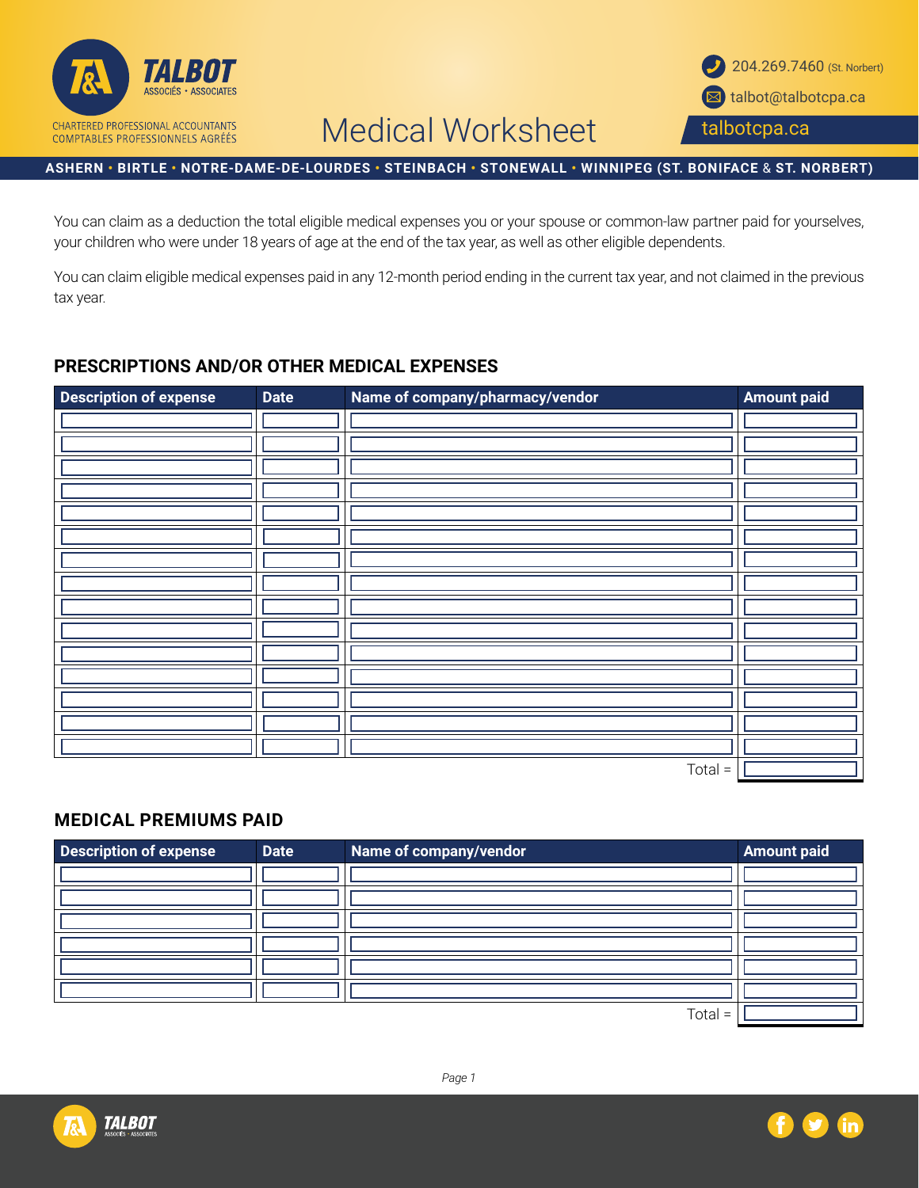TALBOT
ASSOCIÉS • ASSOCIATES

CHARTERED PROFESSIONAL ACCOUNTANTS
COMPTABLES PROFESSIONNELS AGRÉÉS

204.269.7460 (St. Norbert)
talbot@talbotcpa.ca
talbotcpa.ca

# Medical Worksheet

**ASHERN • BIRTLE • NOTRE-DAME-DE-LOURDES • STEINBACH • STONEWALL • WINNIPEG (ST. BONIFACE & ST. NORBERT)**

You can claim as a deduction the total eligible medical expenses you or your spouse or common-law partner paid for yourselves, your children who were under 18 years of age at the end of the tax year, as well as other eligible dependents.

You can claim eligible medical expenses paid in any 12-month period ending in the current tax year, and not claimed in the previous tax year.

## PRESCRIPTIONS AND/OR OTHER MEDICAL EXPENSES

| Description of expense | Date | Name of company/pharmacy/vendor | Amount paid |
| --- | --- | --- | --- |
| | | | |
| | | | |
| | | | |
| | | | |
| | | | |
| | | | |
| | | | |
| | | | |
| | | | |
| | | | |
| | | | |
| | | | |
| | | | |
| | | | |
| | | | |
| | | Total = | |

## MEDICAL PREMIUMS PAID

| Description of expense | Date | Name of company/vendor | Amount paid |
| --- | --- | --- | --- |
| | | | |
| | | | |
| | | | |
| | | | |
| | | | |
| | | | |
| | | Total = | |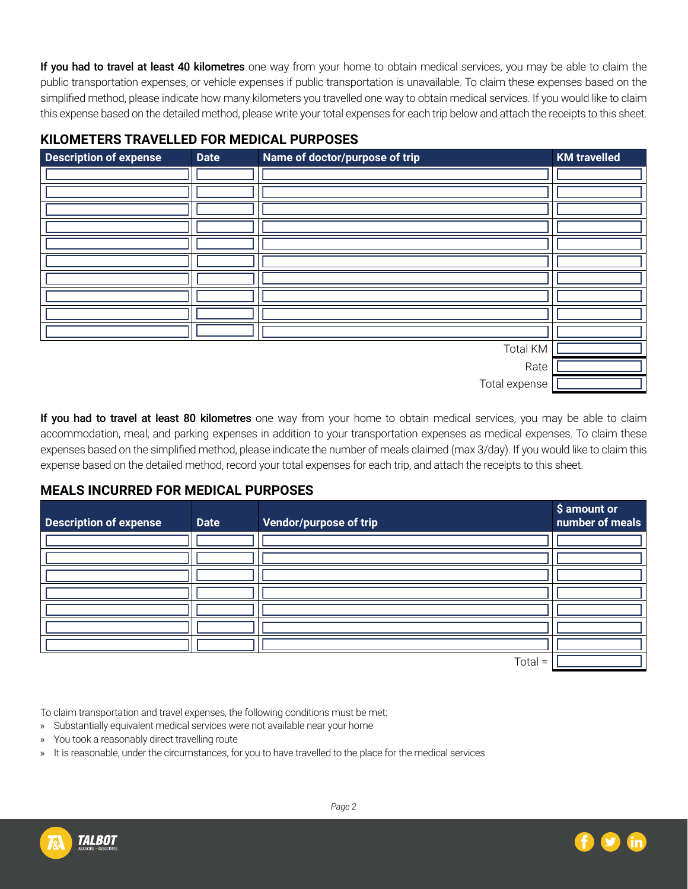**If you had to travel at least 40 kilometres** one way from your home to obtain medical services, you may be able to claim the public transportation expenses, or vehicle expenses if public transportation is unavailable. To claim these expenses based on the simplified method, please indicate how many kilometers you travelled one way to obtain medical services. If you would like to claim this expense based on the detailed method, please write your total expenses for each trip below and attach the receipts to this sheet.

## KILOMETERS TRAVELLED FOR MEDICAL PURPOSES

| Description of expense | Date | Name of doctor/purpose of trip | KM travelled |
|---|---|---|---|
| | | | |
| | | | |
| | | | |
| | | | |
| | | | |
| | | | |
| | | | |
| | | | |
| | | | |
| | | | |
| | | Total KM | |
| | | Rate | |
| | | Total expense | |

**If you had to travel at least 80 kilometres** one way from your home to obtain medical services, you may be able to claim accommodation, meal, and parking expenses in addition to your transportation expenses as medical expenses. To claim these expenses based on the simplified method, please indicate the number of meals claimed (max 3/day). If you would like to claim this expense based on the detailed method, record your total expenses for each trip, and attach the receipts to this sheet.

## MEALS INCURRED FOR MEDICAL PURPOSES

| Description of expense | Date | Vendor/purpose of trip | $ amount or number of meals |
|---|---|---|---|
| | | | |
| | | | |
| | | | |
| | | | |
| | | | |
| | | | |
| | | | |
| | | Total = | |

To claim transportation and travel expenses, the following conditions must be met:

- Substantially equivalent medical services were not available near your home
- You took a reasonably direct travelling route
- It is reasonable, under the circumstances, for you to have travelled to the place for the medical services